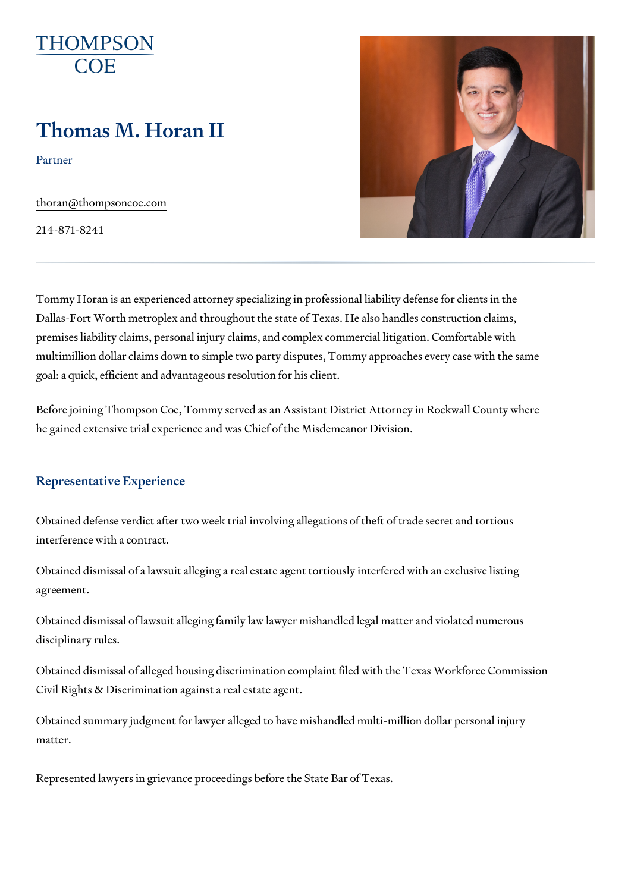THOMPSON
COE

# Thomas M. Horan II

Partner

thoran@thompsoncoe.com

214-871-8241

Tommy Horan is an experienced attorney specializing in professional liability defense for clients in the Dallas-Fort Worth metroplex and throughout the state of Texas. He also handles construction claims, premises liability claims, personal injury claims, and complex commercial litigation. Comfortable with multimillion dollar claims down to simple two party disputes, Tommy approaches every case with the same goal: a quick, efficient and advantageous resolution for his client.

Before joining Thompson Coe, Tommy served as an Assistant District Attorney in Rockwall County where he gained extensive trial experience and was Chief of the Misdemeanor Division.

## Representative Experience

Obtained defense verdict after two week trial involving allegations of theft of trade secret and tortious interference with a contract.

Obtained dismissal of a lawsuit alleging a real estate agent tortiously interfered with an exclusive listing agreement.

Obtained dismissal of lawsuit alleging family law lawyer mishandled legal matter and violated numerous disciplinary rules.

Obtained dismissal of alleged housing discrimination complaint filed with the Texas Workforce Commission Civil Rights & Discrimination against a real estate agent.

Obtained summary judgment for lawyer alleged to have mishandled multi-million dollar personal injury matter.

Represented lawyers in grievance proceedings before the State Bar of Texas.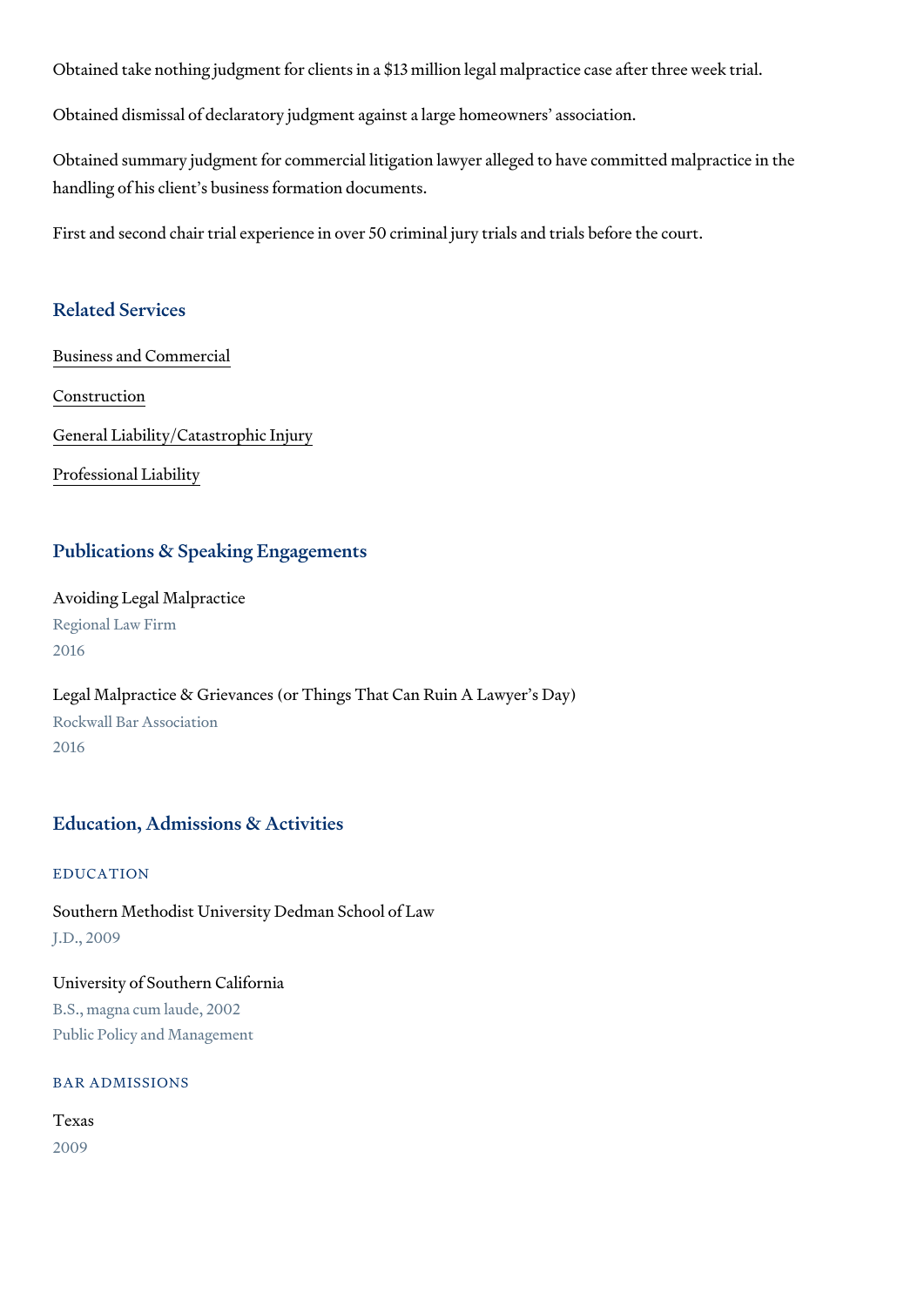Obtained take nothing judgment for clients in a $13 million legal malpractice case after three week trial.

Obtained dismissal of declaratory judgment against a large homeowners' association.

Obtained summary judgment for commercial litigation lawyer alleged to have committed malpractice in the handling of his client's business formation documents.

First and second chair trial experience in over 50 criminal jury trials and trials before the court.

## Related Services

Business and Commercial

Construction

General Liability/Catastrophic Injury

Professional Liability

## Publications & Speaking Engagements

Avoiding Legal Malpractice
Regional Law Firm
2016

Legal Malpractice & Grievances (or Things That Can Ruin A Lawyer's Day)
Rockwall Bar Association
2016

## Education, Admissions & Activities

### EDUCATION

Southern Methodist University Dedman School of Law
J.D., 2009

University of Southern California
B.S., magna cum laude, 2002
Public Policy and Management

### BAR ADMISSIONS

Texas
2009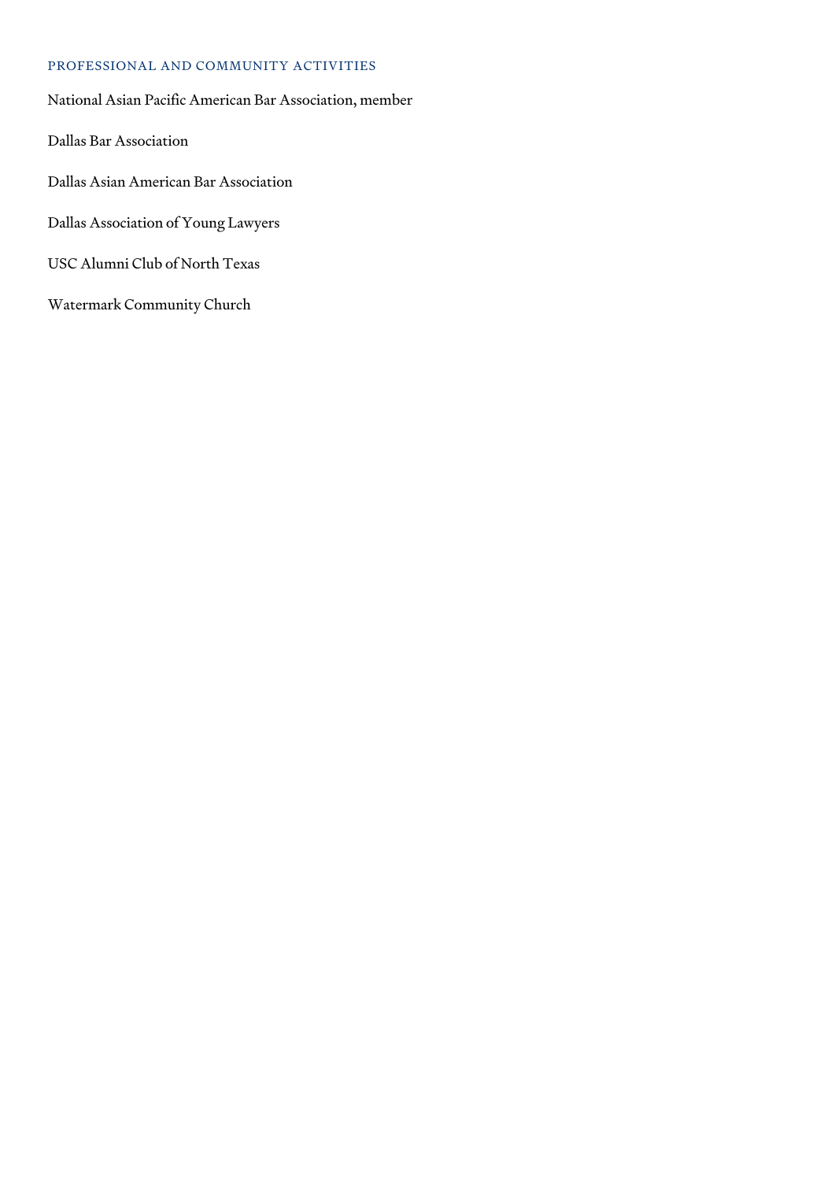## PROFESSIONAL AND COMMUNITY ACTIVITIES

National Asian Pacific American Bar Association, member

Dallas Bar Association

Dallas Asian American Bar Association

Dallas Association of Young Lawyers

USC Alumni Club of North Texas

Watermark Community Church